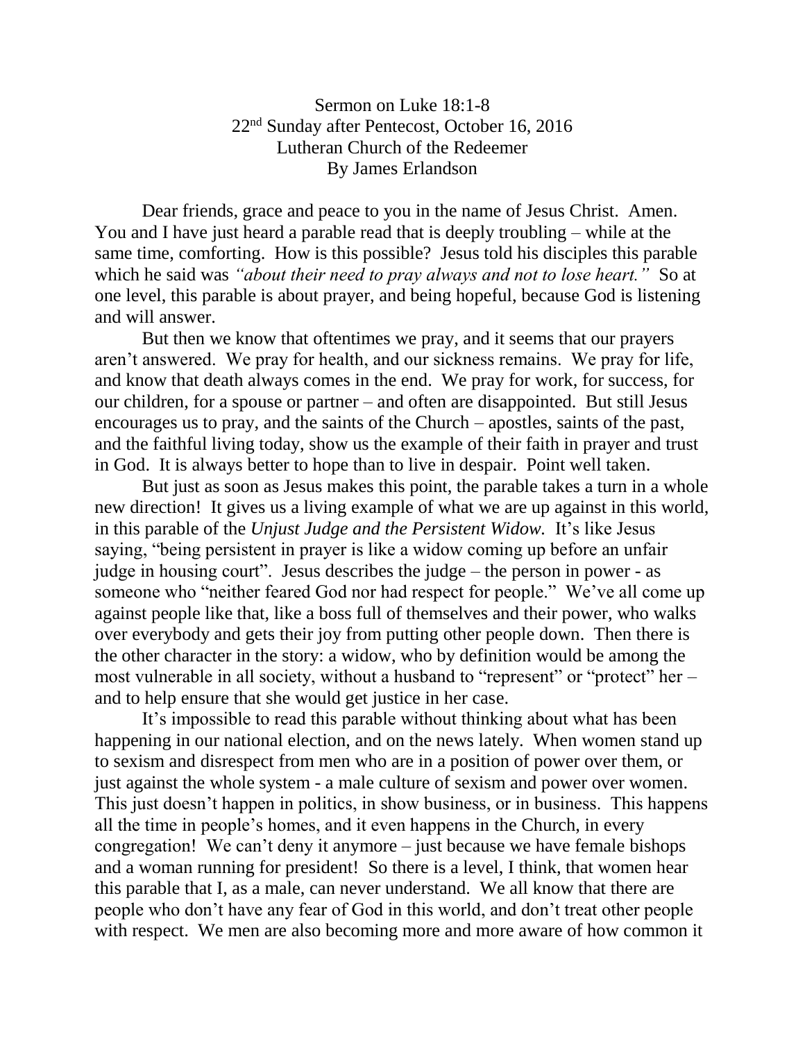Sermon on Luke 18:1-8
22nd Sunday after Pentecost, October 16, 2016
Lutheran Church of the Redeemer
By James Erlandson

Dear friends, grace and peace to you in the name of Jesus Christ. Amen. You and I have just heard a parable read that is deeply troubling – while at the same time, comforting. How is this possible? Jesus told his disciples this parable which he said was *"about their need to pray always and not to lose heart."* So at one level, this parable is about prayer, and being hopeful, because God is listening and will answer.

But then we know that oftentimes we pray, and it seems that our prayers aren't answered. We pray for health, and our sickness remains. We pray for life, and know that death always comes in the end. We pray for work, for success, for our children, for a spouse or partner – and often are disappointed. But still Jesus encourages us to pray, and the saints of the Church – apostles, saints of the past, and the faithful living today, show us the example of their faith in prayer and trust in God. It is always better to hope than to live in despair. Point well taken.

But just as soon as Jesus makes this point, the parable takes a turn in a whole new direction! It gives us a living example of what we are up against in this world, in this parable of the *Unjust Judge and the Persistent Widow.* It's like Jesus saying, "being persistent in prayer is like a widow coming up before an unfair judge in housing court". Jesus describes the judge – the person in power - as someone who "neither feared God nor had respect for people." We've all come up against people like that, like a boss full of themselves and their power, who walks over everybody and gets their joy from putting other people down. Then there is the other character in the story: a widow, who by definition would be among the most vulnerable in all society, without a husband to "represent" or "protect" her – and to help ensure that she would get justice in her case.

It's impossible to read this parable without thinking about what has been happening in our national election, and on the news lately. When women stand up to sexism and disrespect from men who are in a position of power over them, or just against the whole system - a male culture of sexism and power over women. This just doesn't happen in politics, in show business, or in business. This happens all the time in people's homes, and it even happens in the Church, in every congregation! We can't deny it anymore – just because we have female bishops and a woman running for president! So there is a level, I think, that women hear this parable that I, as a male, can never understand. We all know that there are people who don't have any fear of God in this world, and don't treat other people with respect. We men are also becoming more and more aware of how common it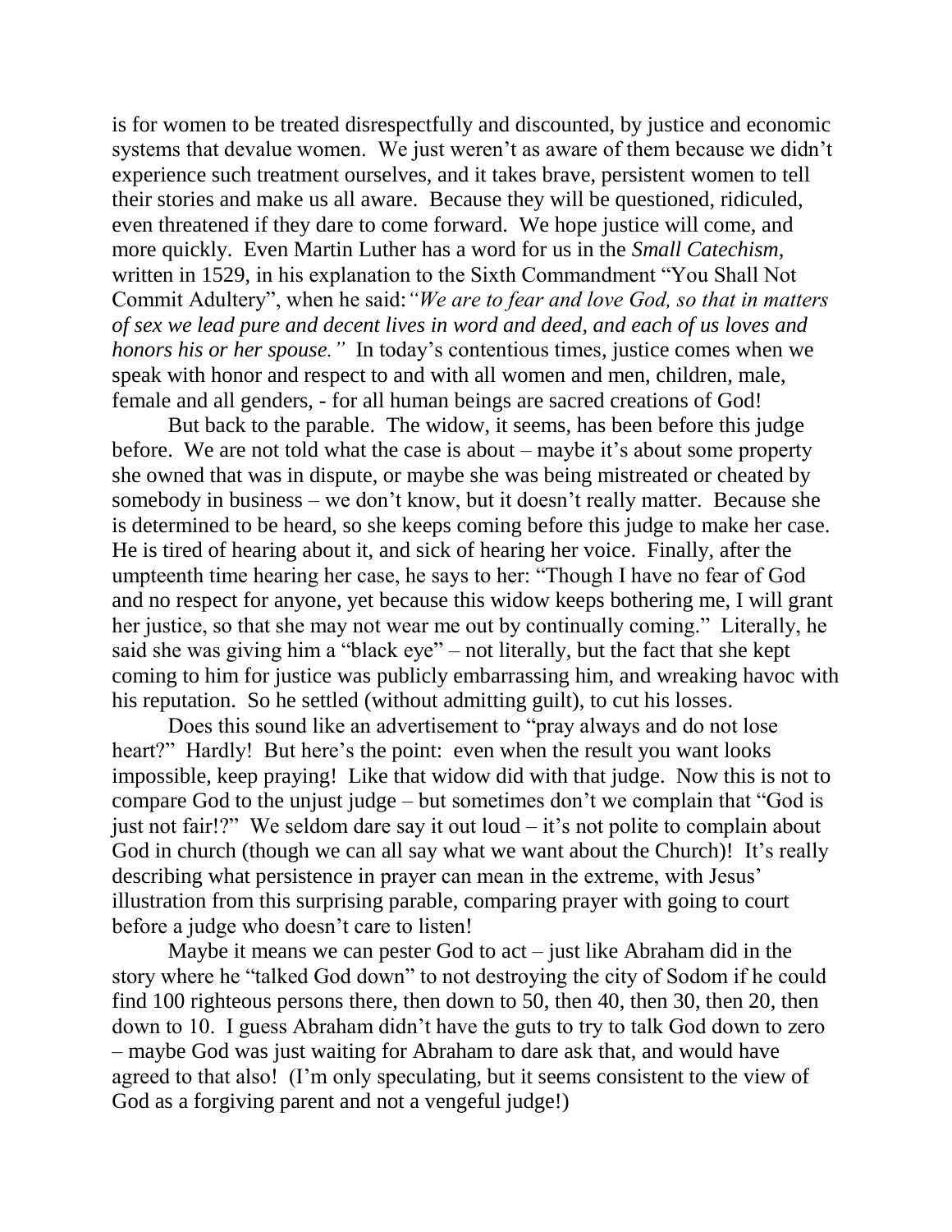is for women to be treated disrespectfully and discounted, by justice and economic systems that devalue women. We just weren't as aware of them because we didn't experience such treatment ourselves, and it takes brave, persistent women to tell their stories and make us all aware. Because they will be questioned, ridiculed, even threatened if they dare to come forward. We hope justice will come, and more quickly. Even Martin Luther has a word for us in the *Small Catechism*, written in 1529, in his explanation to the Sixth Commandment "You Shall Not Commit Adultery", when he said: *"We are to fear and love God, so that in matters of sex we lead pure and decent lives in word and deed, and each of us loves and honors his or her spouse."* In today's contentious times, justice comes when we speak with honor and respect to and with all women and men, children, male, female and all genders, - for all human beings are sacred creations of God!

But back to the parable. The widow, it seems, has been before this judge before. We are not told what the case is about – maybe it's about some property she owned that was in dispute, or maybe she was being mistreated or cheated by somebody in business – we don't know, but it doesn't really matter. Because she is determined to be heard, so she keeps coming before this judge to make her case. He is tired of hearing about it, and sick of hearing her voice. Finally, after the umpteenth time hearing her case, he says to her: "Though I have no fear of God and no respect for anyone, yet because this widow keeps bothering me, I will grant her justice, so that she may not wear me out by continually coming." Literally, he said she was giving him a "black eye" – not literally, but the fact that she kept coming to him for justice was publicly embarrassing him, and wreaking havoc with his reputation. So he settled (without admitting guilt), to cut his losses.

Does this sound like an advertisement to "pray always and do not lose heart?" Hardly! But here's the point: even when the result you want looks impossible, keep praying! Like that widow did with that judge. Now this is not to compare God to the unjust judge – but sometimes don't we complain that "God is just not fair!?" We seldom dare say it out loud – it's not polite to complain about God in church (though we can all say what we want about the Church)! It's really describing what persistence in prayer can mean in the extreme, with Jesus' illustration from this surprising parable, comparing prayer with going to court before a judge who doesn't care to listen!

Maybe it means we can pester God to act – just like Abraham did in the story where he "talked God down" to not destroying the city of Sodom if he could find 100 righteous persons there, then down to 50, then 40, then 30, then 20, then down to 10. I guess Abraham didn't have the guts to try to talk God down to zero – maybe God was just waiting for Abraham to dare ask that, and would have agreed to that also! (I'm only speculating, but it seems consistent to the view of God as a forgiving parent and not a vengeful judge!)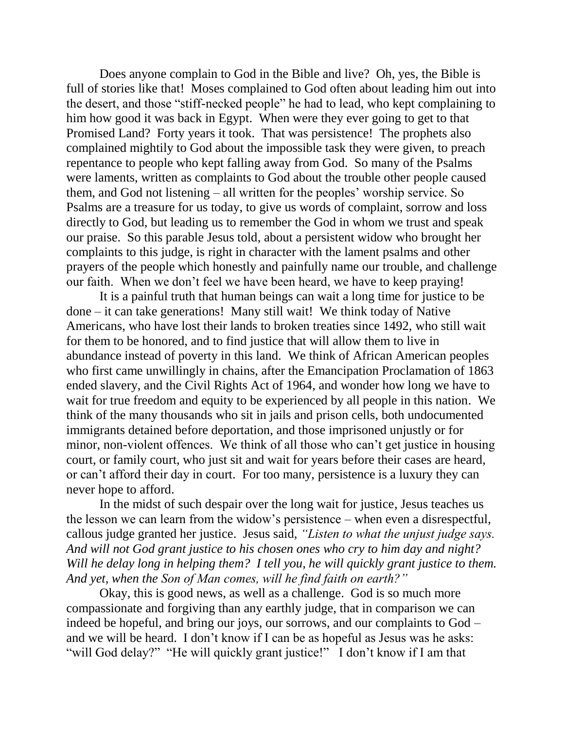Does anyone complain to God in the Bible and live? Oh, yes, the Bible is full of stories like that! Moses complained to God often about leading him out into the desert, and those "stiff-necked people" he had to lead, who kept complaining to him how good it was back in Egypt. When were they ever going to get to that Promised Land? Forty years it took. That was persistence! The prophets also complained mightily to God about the impossible task they were given, to preach repentance to people who kept falling away from God. So many of the Psalms were laments, written as complaints to God about the trouble other people caused them, and God not listening – all written for the peoples' worship service. So Psalms are a treasure for us today, to give us words of complaint, sorrow and loss directly to God, but leading us to remember the God in whom we trust and speak our praise. So this parable Jesus told, about a persistent widow who brought her complaints to this judge, is right in character with the lament psalms and other prayers of the people which honestly and painfully name our trouble, and challenge our faith. When we don't feel we have been heard, we have to keep praying!

It is a painful truth that human beings can wait a long time for justice to be done – it can take generations! Many still wait! We think today of Native Americans, who have lost their lands to broken treaties since 1492, who still wait for them to be honored, and to find justice that will allow them to live in abundance instead of poverty in this land. We think of African American peoples who first came unwillingly in chains, after the Emancipation Proclamation of 1863 ended slavery, and the Civil Rights Act of 1964, and wonder how long we have to wait for true freedom and equity to be experienced by all people in this nation. We think of the many thousands who sit in jails and prison cells, both undocumented immigrants detained before deportation, and those imprisoned unjustly or for minor, non-violent offences. We think of all those who can't get justice in housing court, or family court, who just sit and wait for years before their cases are heard, or can't afford their day in court. For too many, persistence is a luxury they can never hope to afford.

In the midst of such despair over the long wait for justice, Jesus teaches us the lesson we can learn from the widow's persistence – when even a disrespectful, callous judge granted her justice. Jesus said, *"Listen to what the unjust judge says. And will not God grant justice to his chosen ones who cry to him day and night? Will he delay long in helping them? I tell you, he will quickly grant justice to them. And yet, when the Son of Man comes, will he find faith on earth?"*

Okay, this is good news, as well as a challenge. God is so much more compassionate and forgiving than any earthly judge, that in comparison we can indeed be hopeful, and bring our joys, our sorrows, and our complaints to God – and we will be heard. I don't know if I can be as hopeful as Jesus was he asks: "will God delay?" "He will quickly grant justice!" I don't know if I am that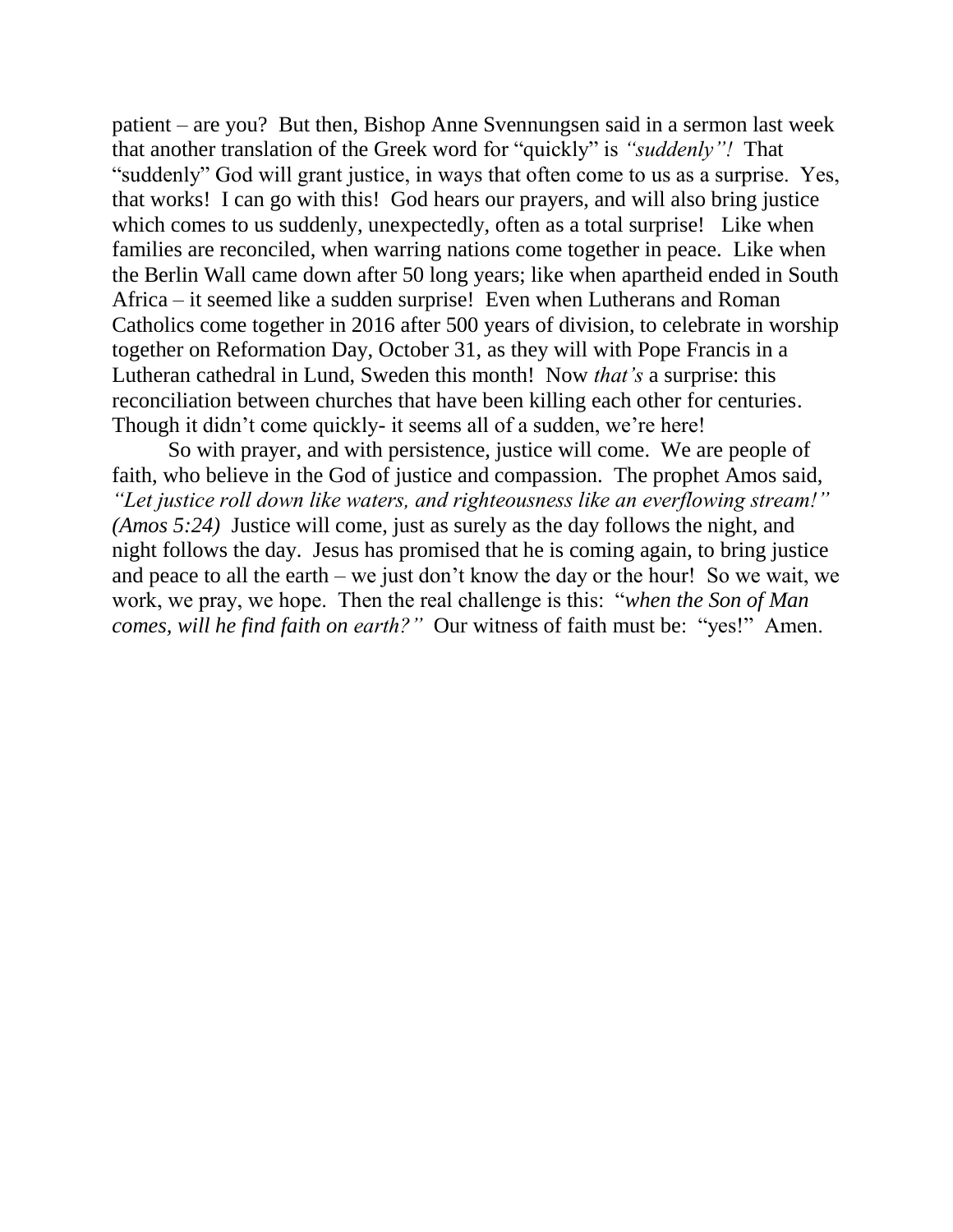patient – are you? But then, Bishop Anne Svennungsen said in a sermon last week that another translation of the Greek word for "quickly" is *"suddenly"!* That "suddenly" God will grant justice, in ways that often come to us as a surprise. Yes, that works! I can go with this! God hears our prayers, and will also bring justice which comes to us suddenly, unexpectedly, often as a total surprise! Like when families are reconciled, when warring nations come together in peace. Like when the Berlin Wall came down after 50 long years; like when apartheid ended in South Africa – it seemed like a sudden surprise! Even when Lutherans and Roman Catholics come together in 2016 after 500 years of division, to celebrate in worship together on Reformation Day, October 31, as they will with Pope Francis in a Lutheran cathedral in Lund, Sweden this month! Now *that's* a surprise: this reconciliation between churches that have been killing each other for centuries. Though it didn't come quickly- it seems all of a sudden, we're here!

So with prayer, and with persistence, justice will come. We are people of faith, who believe in the God of justice and compassion. The prophet Amos said, *"Let justice roll down like waters, and righteousness like an everflowing stream!" (Amos 5:24)* Justice will come, just as surely as the day follows the night, and night follows the day. Jesus has promised that he is coming again, to bring justice and peace to all the earth – we just don't know the day or the hour! So we wait, we work, we pray, we hope. Then the real challenge is this: "*when the Son of Man comes, will he find faith on earth?"* Our witness of faith must be: "yes!" Amen.